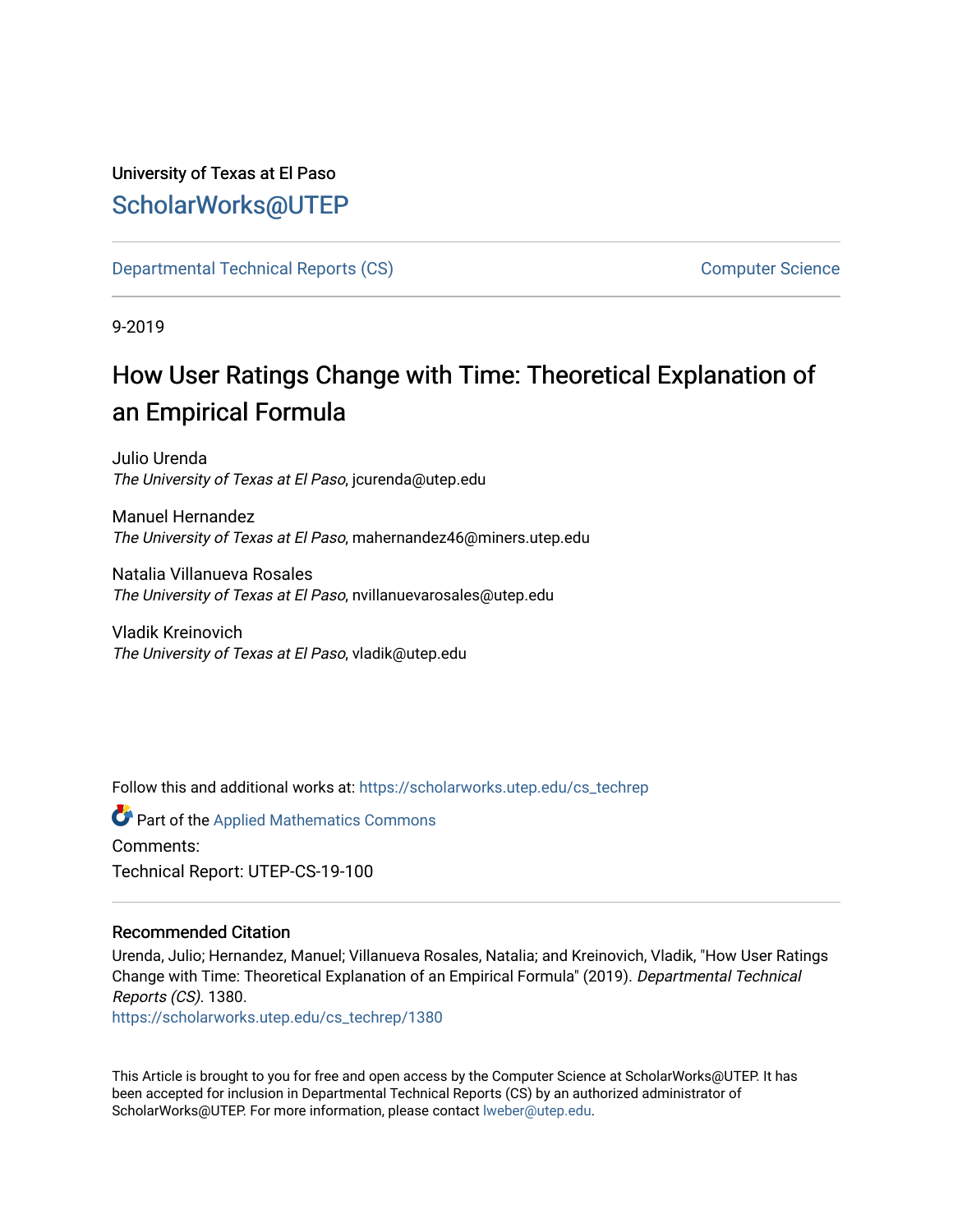University of Texas at El Paso

ScholarWorks@UTEP

Departmental Technical Reports (CS)

Computer Science

9-2019

# How User Ratings Change with Time: Theoretical Explanation of an Empirical Formula

Julio Urenda
*The University of Texas at El Paso*, jcurenda@utep.edu

Manuel Hernandez
*The University of Texas at El Paso*, mahernandez46@miners.utep.edu

Natalia Villanueva Rosales
*The University of Texas at El Paso*, nvillanuevarosales@utep.edu

Vladik Kreinovich
*The University of Texas at El Paso*, vladik@utep.edu

Follow this and additional works at: https://scholarworks.utep.edu/cs_techrep

Part of the Applied Mathematics Commons

Comments:

Technical Report: UTEP-CS-19-100

### Recommended Citation

Urenda, Julio; Hernandez, Manuel; Villanueva Rosales, Natalia; and Kreinovich, Vladik, "How User Ratings Change with Time: Theoretical Explanation of an Empirical Formula" (2019). *Departmental Technical Reports (CS)*. 1380.
https://scholarworks.utep.edu/cs_techrep/1380

This Article is brought to you for free and open access by the Computer Science at ScholarWorks@UTEP. It has been accepted for inclusion in Departmental Technical Reports (CS) by an authorized administrator of ScholarWorks@UTEP. For more information, please contact lweber@utep.edu.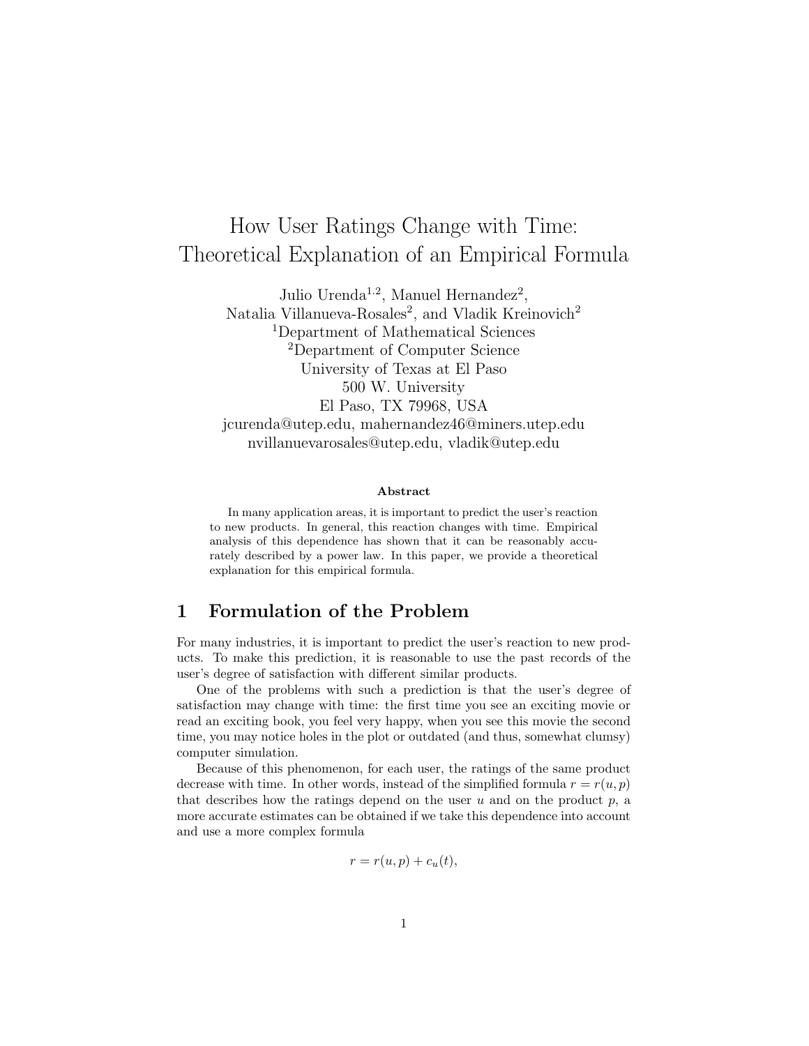# How User Ratings Change with Time: Theoretical Explanation of an Empirical Formula

Julio Urenda[1,2], Manuel Hernandez[2], Natalia Villanueva-Rosales[2], and Vladik Kreinovich[2]

[1]Department of Mathematical Sciences
[2]Department of Computer Science
University of Texas at El Paso
500 W. University
El Paso, TX 79968, USA
jcurenda@utep.edu, mahernandez46@miners.utep.edu
nvillanuevarosales@utep.edu, vladik@utep.edu

**Abstract**

In many application areas, it is important to predict the user's reaction to new products. In general, this reaction changes with time. Empirical analysis of this dependence has shown that it can be reasonably accurately described by a power law. In this paper, we provide a theoretical explanation for this empirical formula.

## 1 Formulation of the Problem

For many industries, it is important to predict the user's reaction to new products. To make this prediction, it is reasonable to use the past records of the user's degree of satisfaction with different similar products.

One of the problems with such a prediction is that the user's degree of satisfaction may change with time: the first time you see an exciting movie or read an exciting book, you feel very happy, when you see this movie the second time, you may notice holes in the plot or outdated (and thus, somewhat clumsy) computer simulation.

Because of this phenomenon, for each user, the ratings of the same product decrease with time. In other words, instead of the simplified formula $r = r(u, p)$ that describes how the ratings depend on the user $u$ and on the product $p$, a more accurate estimates can be obtained if we take this dependence into account and use a more complex formula

$$r = r(u, p) + c_u(t),$$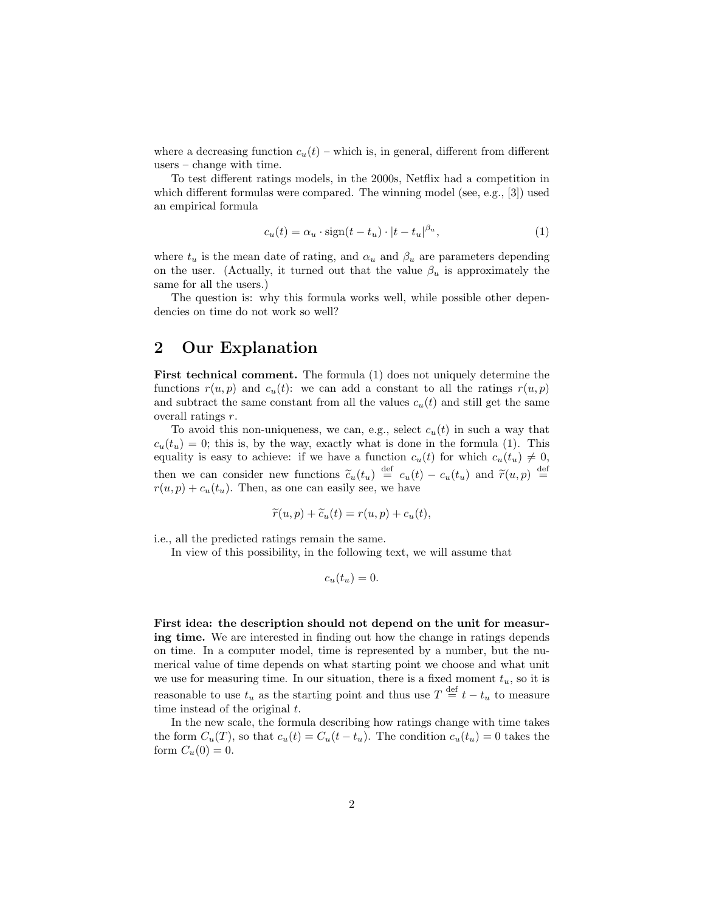where a decreasing function $c_u(t)$ – which is, in general, different from different users – change with time.

To test different ratings models, in the 2000s, Netflix had a competition in which different formulas were compared. The winning model (see, e.g., [3]) used an empirical formula

$$c_u(t) = \alpha_u \cdot \operatorname{sign}(t - t_u) \cdot |t - t_u|^{\beta_u}, \tag{1}$$

where $t_u$ is the mean date of rating, and $\alpha_u$ and $\beta_u$ are parameters depending on the user. (Actually, it turned out that the value $\beta_u$ is approximately the same for all the users.)

The question is: why this formula works well, while possible other dependencies on time do not work so well?

## 2 Our Explanation

**First technical comment.** The formula (1) does not uniquely determine the functions $r(u, p)$ and $c_u(t)$: we can add a constant to all the ratings $r(u, p)$ and subtract the same constant from all the values $c_u(t)$ and still get the same overall ratings $r$.

To avoid this non-uniqueness, we can, e.g., select $c_u(t)$ in such a way that $c_u(t_u) = 0$; this is, by the way, exactly what is done in the formula (1). This equality is easy to achieve: if we have a function $c_u(t)$ for which $c_u(t_u) \neq 0$, then we can consider new functions $\widetilde{c}_u(t_u) \stackrel{\text{def}}{=} c_u(t) - c_u(t_u)$ and $\widetilde{r}(u, p) \stackrel{\text{def}}{=} r(u, p) + c_u(t_u)$. Then, as one can easily see, we have

$$\widetilde{r}(u, p) + \widetilde{c}_u(t) = r(u, p) + c_u(t),$$

i.e., all the predicted ratings remain the same.

In view of this possibility, in the following text, we will assume that

$$c_u(t_u) = 0.$$

**First idea: the description should not depend on the unit for measuring time.** We are interested in finding out how the change in ratings depends on time. In a computer model, time is represented by a number, but the numerical value of time depends on what starting point we choose and what unit we use for measuring time. In our situation, there is a fixed moment $t_u$, so it is reasonable to use $t_u$ as the starting point and thus use $T \stackrel{\text{def}}{=} t - t_u$ to measure time instead of the original $t$.

In the new scale, the formula describing how ratings change with time takes the form $C_u(T)$, so that $c_u(t) = C_u(t - t_u)$. The condition $c_u(t_u) = 0$ takes the form $C_u(0) = 0$.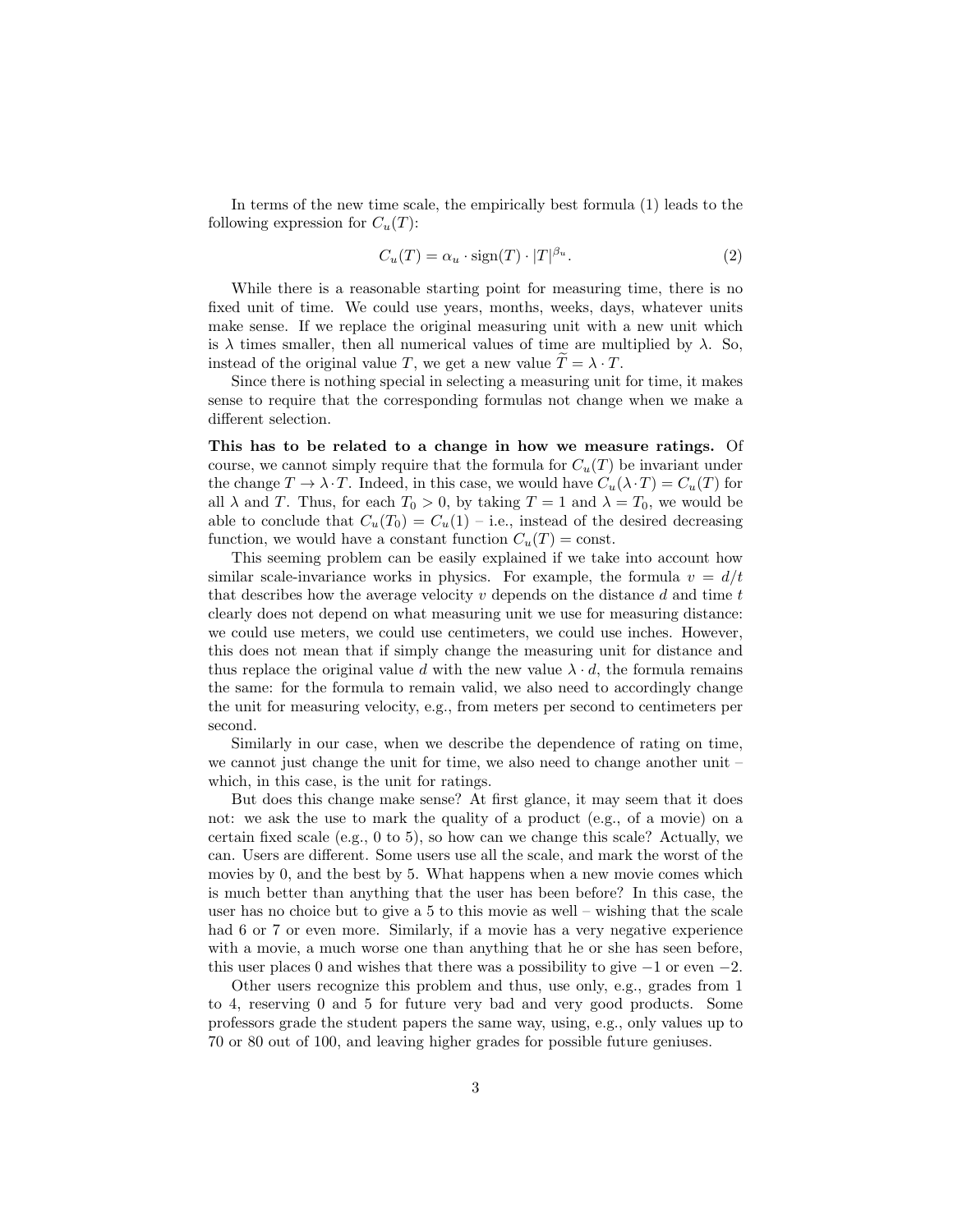In terms of the new time scale, the empirically best formula (1) leads to the following expression for $C_u(T)$:

$$C_u(T) = \alpha_u \cdot \text{sign}(T) \cdot |T|^{\beta_u}. \tag{2}$$

While there is a reasonable starting point for measuring time, there is no fixed unit of time. We could use years, months, weeks, days, whatever units make sense. If we replace the original measuring unit with a new unit which is $\lambda$ times smaller, then all numerical values of time are multiplied by $\lambda$. So, instead of the original value $T$, we get a new value $\widetilde{T} = \lambda \cdot T$.

Since there is nothing special in selecting a measuring unit for time, it makes sense to require that the corresponding formulas not change when we make a different selection.

**This has to be related to a change in how we measure ratings.** Of course, we cannot simply require that the formula for $C_u(T)$ be invariant under the change $T \to \lambda \cdot T$. Indeed, in this case, we would have $C_u(\lambda \cdot T) = C_u(T)$ for all $\lambda$ and $T$. Thus, for each $T_0 > 0$, by taking $T = 1$ and $\lambda = T_0$, we would be able to conclude that $C_u(T_0) = C_u(1)$ – i.e., instead of the desired decreasing function, we would have a constant function $C_u(T) = \text{const}$.

This seeming problem can be easily explained if we take into account how similar scale-invariance works in physics. For example, the formula $v = d/t$ that describes how the average velocity $v$ depends on the distance $d$ and time $t$ clearly does not depend on what measuring unit we use for measuring distance: we could use meters, we could use centimeters, we could use inches. However, this does not mean that if simply change the measuring unit for distance and thus replace the original value $d$ with the new value $\lambda \cdot d$, the formula remains the same: for the formula to remain valid, we also need to accordingly change the unit for measuring velocity, e.g., from meters per second to centimeters per second.

Similarly in our case, when we describe the dependence of rating on time, we cannot just change the unit for time, we also need to change another unit – which, in this case, is the unit for ratings.

But does this change make sense? At first glance, it may seem that it does not: we ask the use to mark the quality of a product (e.g., of a movie) on a certain fixed scale (e.g., 0 to 5), so how can we change this scale? Actually, we can. Users are different. Some users use all the scale, and mark the worst of the movies by 0, and the best by 5. What happens when a new movie comes which is much better than anything that the user has been before? In this case, the user has no choice but to give a 5 to this movie as well – wishing that the scale had 6 or 7 or even more. Similarly, if a movie has a very negative experience with a movie, a much worse one than anything that he or she has seen before, this user places 0 and wishes that there was a possibility to give $-1$ or even $-2$.

Other users recognize this problem and thus, use only, e.g., grades from 1 to 4, reserving 0 and 5 for future very bad and very good products. Some professors grade the student papers the same way, using, e.g., only values up to 70 or 80 out of 100, and leaving higher grades for possible future geniuses.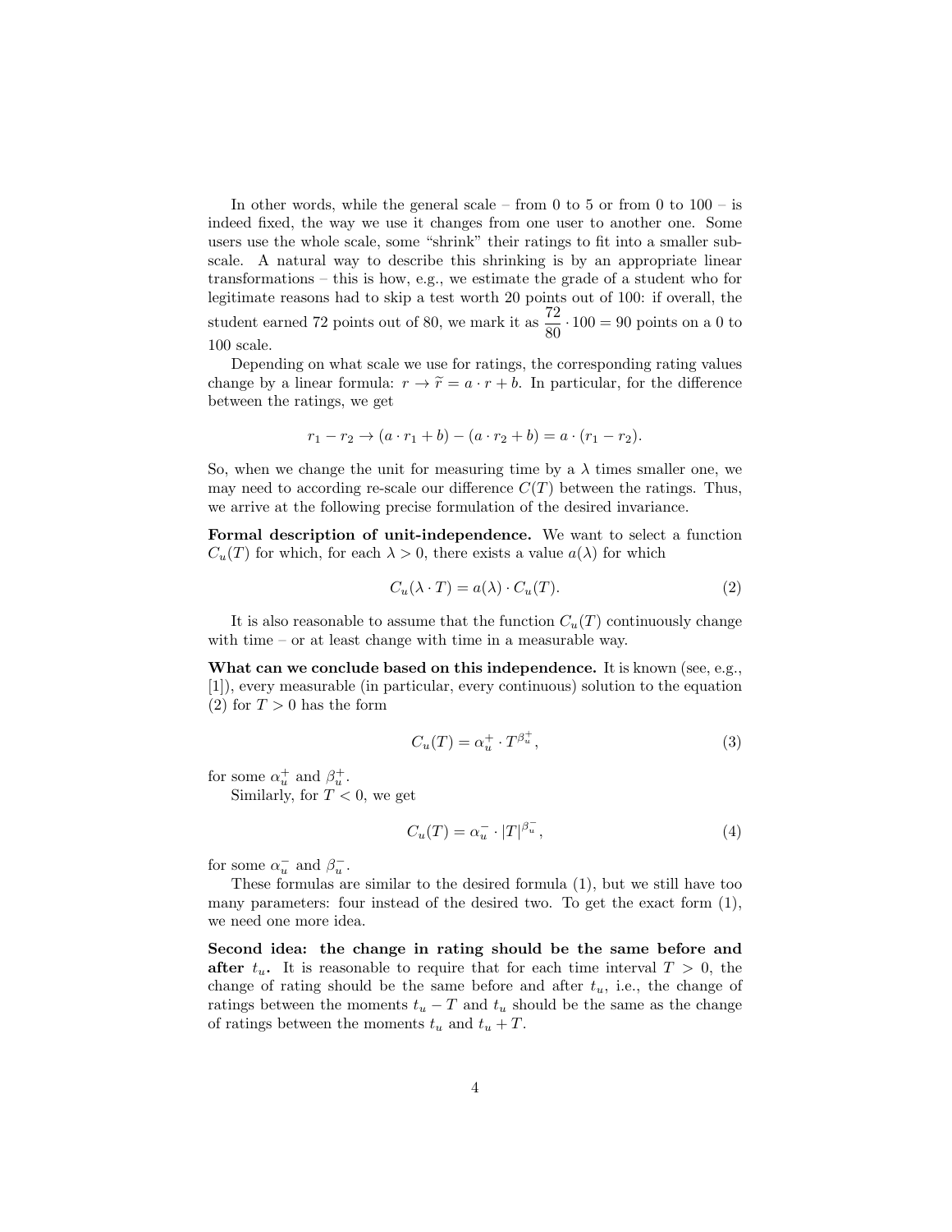In other words, while the general scale – from 0 to 5 or from 0 to 100 – is indeed fixed, the way we use it changes from one user to another one. Some users use the whole scale, some "shrink" their ratings to fit into a smaller subscale. A natural way to describe this shrinking is by an appropriate linear transformations – this is how, e.g., we estimate the grade of a student who for legitimate reasons had to skip a test worth 20 points out of 100: if overall, the student earned 72 points out of 80, we mark it as $\dfrac{72}{80} \cdot 100 = 90$ points on a 0 to 100 scale.

Depending on what scale we use for ratings, the corresponding rating values change by a linear formula: $r \to \widetilde{r} = a \cdot r + b$. In particular, for the difference between the ratings, we get

$$r_1 - r_2 \to (a \cdot r_1 + b) - (a \cdot r_2 + b) = a \cdot (r_1 - r_2).$$

So, when we change the unit for measuring time by a $\lambda$ times smaller one, we may need to according re-scale our difference $C(T)$ between the ratings. Thus, we arrive at the following precise formulation of the desired invariance.

**Formal description of unit-independence.** We want to select a function $C_u(T)$ for which, for each $\lambda > 0$, there exists a value $a(\lambda)$ for which

$$C_u(\lambda \cdot T) = a(\lambda) \cdot C_u(T). \tag{2}$$

It is also reasonable to assume that the function $C_u(T)$ continuously change with time – or at least change with time in a measurable way.

**What can we conclude based on this independence.** It is known (see, e.g., [1]), every measurable (in particular, every continuous) solution to the equation (2) for $T > 0$ has the form

$$C_u(T) = \alpha_u^+ \cdot T^{\beta_u^+}, \tag{3}$$

for some $\alpha_u^+$ and $\beta_u^+$.

Similarly, for $T < 0$, we get

$$C_u(T) = \alpha_u^- \cdot |T|^{\beta_u^-}, \tag{4}$$

for some $\alpha_u^-$ and $\beta_u^-$.

These formulas are similar to the desired formula (1), but we still have too many parameters: four instead of the desired two. To get the exact form (1), we need one more idea.

**Second idea: the change in rating should be the same before and after $t_u$.** It is reasonable to require that for each time interval $T > 0$, the change of rating should be the same before and after $t_u$, i.e., the change of ratings between the moments $t_u - T$ and $t_u$ should be the same as the change of ratings between the moments $t_u$ and $t_u + T$.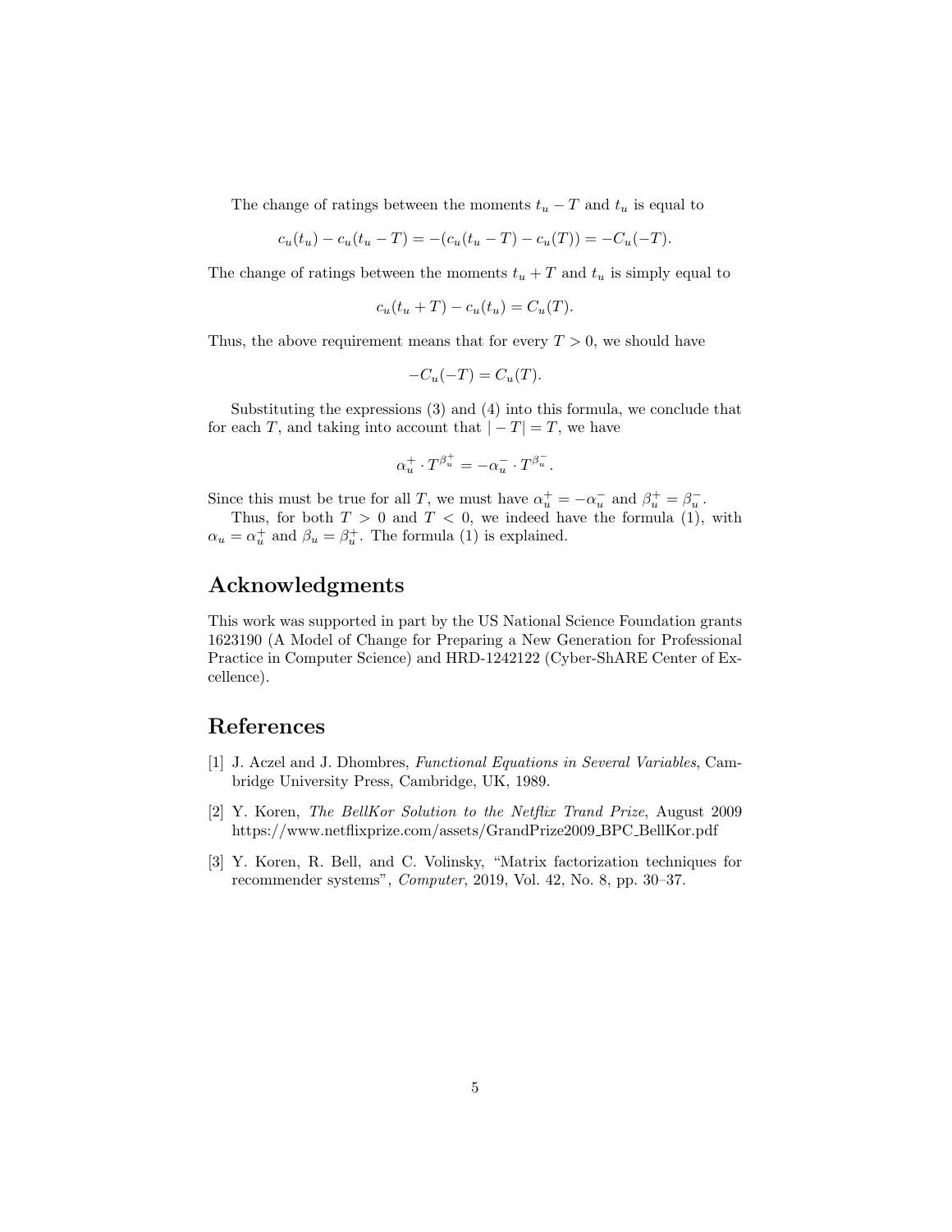The change of ratings between the moments $t_u - T$ and $t_u$ is equal to

$$c_u(t_u) - c_u(t_u - T) = -(c_u(t_u - T) - c_u(T)) = -C_u(-T).$$

The change of ratings between the moments $t_u + T$ and $t_u$ is simply equal to

$$c_u(t_u + T) - c_u(t_u) = C_u(T).$$

Thus, the above requirement means that for every $T > 0$, we should have

$$-C_u(-T) = C_u(T).$$

Substituting the expressions (3) and (4) into this formula, we conclude that for each $T$, and taking into account that $|-T| = T$, we have

$$\alpha_u^+ \cdot T^{\beta_u^+} = -\alpha_u^- \cdot T^{\beta_u^-}.$$

Since this must be true for all $T$, we must have $\alpha_u^+ = -\alpha_u^-$ and $\beta_u^+ = \beta_u^-$.

Thus, for both $T > 0$ and $T < 0$, we indeed have the formula (1), with $\alpha_u = \alpha_u^+$ and $\beta_u = \beta_u^+$. The formula (1) is explained.

## Acknowledgments

This work was supported in part by the US National Science Foundation grants 1623190 (A Model of Change for Preparing a New Generation for Professional Practice in Computer Science) and HRD-1242122 (Cyber-ShARE Center of Excellence).

## References

[1] J. Aczel and J. Dhombres, *Functional Equations in Several Variables*, Cambridge University Press, Cambridge, UK, 1989.

[2] Y. Koren, *The BellKor Solution to the Netflix Trand Prize*, August 2009 https://www.netflixprize.com/assets/GrandPrize2009_BPC_BellKor.pdf

[3] Y. Koren, R. Bell, and C. Volinsky, "Matrix factorization techniques for recommender systems", *Computer*, 2019, Vol. 42, No. 8, pp. 30–37.